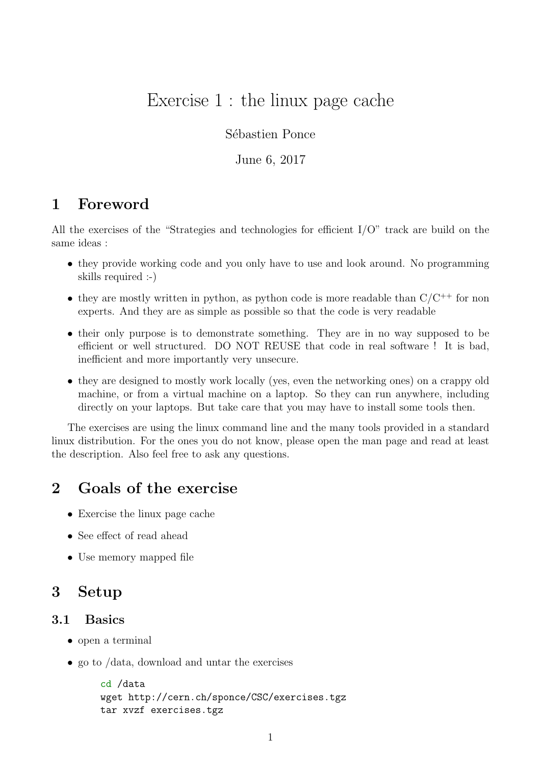# Exercise 1 : the linux page cache

Sébastien Ponce

June 6, 2017

## 1 Foreword

All the exercises of the "Strategies and technologies for efficient I/O" track are build on the same ideas :

- they provide working code and you only have to use and look around. No programming skills required :-)
- they are mostly written in python, as python code is more readable than C/C++ for non experts. And they are as simple as possible so that the code is very readable
- their only purpose is to demonstrate something. They are in no way supposed to be efficient or well structured. DO NOT REUSE that code in real software ! It is bad, inefficient and more importantly very unsecure.
- they are designed to mostly work locally (yes, even the networking ones) on a crappy old machine, or from a virtual machine on a laptop. So they can run anywhere, including directly on your laptops. But take care that you may have to install some tools then.

The exercises are using the linux command line and the many tools provided in a standard linux distribution. For the ones you do not know, please open the man page and read at least the description. Also feel free to ask any questions.

## 2 Goals of the exercise

- Exercise the linux page cache
- See effect of read ahead
- Use memory mapped file

## 3 Setup

### 3.1 Basics

- open a terminal
- go to /data, download and untar the exercises

```
cd /data
wget http://cern.ch/sponce/CSC/exercises.tgz
tar xvzf exercises.tgz
```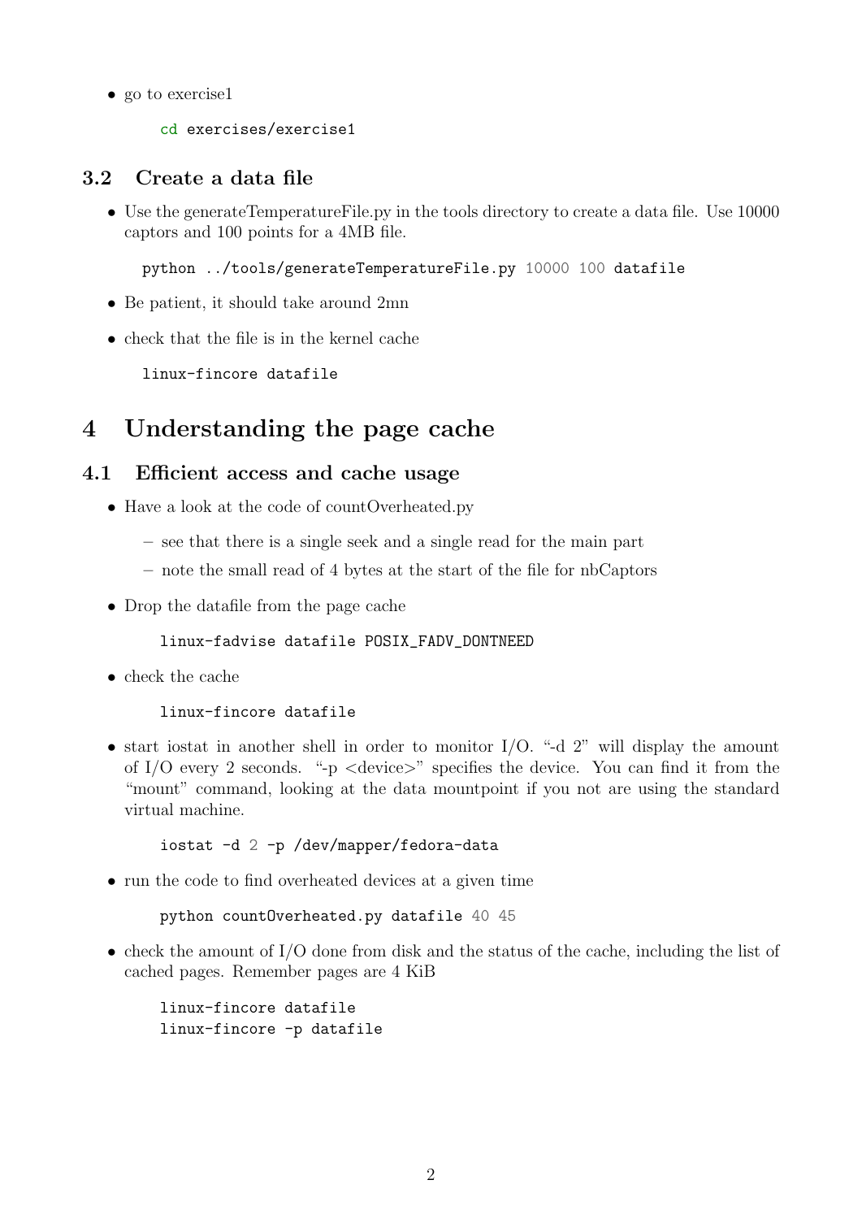- go to exercise1

  ```
  cd exercises/exercise1
  ```

### 3.2 Create a data file

- Use the generateTemperatureFile.py in the tools directory to create a data file. Use 10000 captors and 100 points for a 4MB file.

  ```
  python ../tools/generateTemperatureFile.py 10000 100 datafile
  ```

- Be patient, it should take around 2mn
- check that the file is in the kernel cache

  ```
  linux-fincore datafile
  ```

## 4 Understanding the page cache

### 4.1 Efficient access and cache usage

- Have a look at the code of countOverheated.py
  - see that there is a single seek and a single read for the main part
  - note the small read of 4 bytes at the start of the file for nbCaptors
- Drop the datafile from the page cache

  ```
  linux-fadvise datafile POSIX_FADV_DONTNEED
  ```

- check the cache

  ```
  linux-fincore datafile
  ```

- start iostat in another shell in order to monitor I/O. "-d 2" will display the amount of I/O every 2 seconds. "-p <device>" specifies the device. You can find it from the "mount" command, looking at the data mountpoint if you not are using the standard virtual machine.

  ```
  iostat -d 2 -p /dev/mapper/fedora-data
  ```

- run the code to find overheated devices at a given time

  ```
  python countOverheated.py datafile 40 45
  ```

- check the amount of I/O done from disk and the status of the cache, including the list of cached pages. Remember pages are 4 KiB

  ```
  linux-fincore datafile
  linux-fincore -p datafile
  ```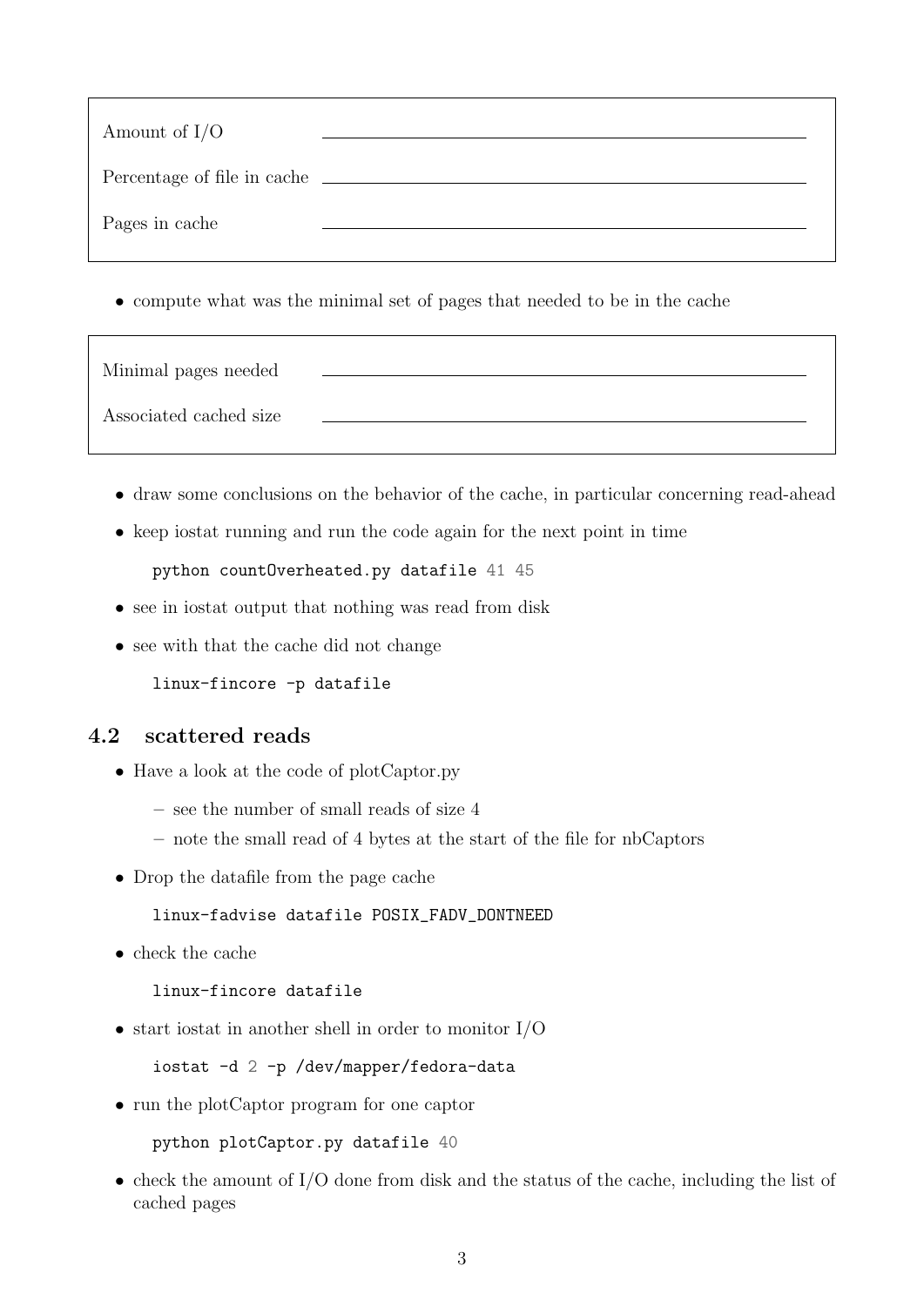| | |
|---|---|
| Amount of I/O | ______________________________ |
| Percentage of file in cache | ______________________________ |
| Pages in cache | ______________________________ |

- compute what was the minimal set of pages that needed to be in the cache

| | |
|---|---|
| Minimal pages needed | ______________________________ |
| Associated cached size | ______________________________ |

- draw some conclusions on the behavior of the cache, in particular concerning read-ahead
- keep iostat running and run the code again for the next point in time

```
python countOverheated.py datafile 41 45
```

- see in iostat output that nothing was read from disk
- see with that the cache did not change

```
linux-fincore -p datafile
```

## 4.2 scattered reads

- Have a look at the code of plotCaptor.py
  - see the number of small reads of size 4
  - note the small read of 4 bytes at the start of the file for nbCaptors
- Drop the datafile from the page cache

```
linux-fadvise datafile POSIX_FADV_DONTNEED
```

- check the cache

```
linux-fincore datafile
```

- start iostat in another shell in order to monitor I/O

```
iostat -d 2 -p /dev/mapper/fedora-data
```

- run the plotCaptor program for one captor

```
python plotCaptor.py datafile 40
```

- check the amount of I/O done from disk and the status of the cache, including the list of cached pages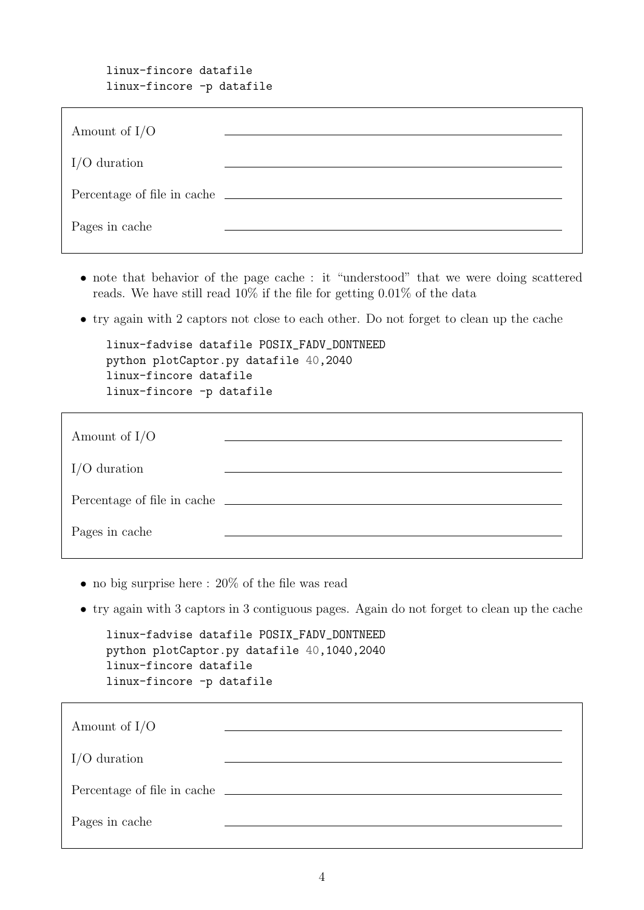```
linux-fincore datafile
linux-fincore -p datafile
```

| | |
|---|---|
| Amount of I/O | |
| I/O duration | |
| Percentage of file in cache | |
| Pages in cache | |

- note that behavior of the page cache : it "understood" that we were doing scattered reads. We have still read 10% if the file for getting 0.01% of the data
- try again with 2 captors not close to each other. Do not forget to clean up the cache

```
linux-fadvise datafile POSIX_FADV_DONTNEED
python plotCaptor.py datafile 40,2040
linux-fincore datafile
linux-fincore -p datafile
```

| | |
|---|---|
| Amount of I/O | |
| I/O duration | |
| Percentage of file in cache | |
| Pages in cache | |

- no big surprise here : 20% of the file was read
- try again with 3 captors in 3 contiguous pages. Again do not forget to clean up the cache

```
linux-fadvise datafile POSIX_FADV_DONTNEED
python plotCaptor.py datafile 40,1040,2040
linux-fincore datafile
linux-fincore -p datafile
```

| | |
|---|---|
| Amount of I/O | |
| I/O duration | |
| Percentage of file in cache | |
| Pages in cache | |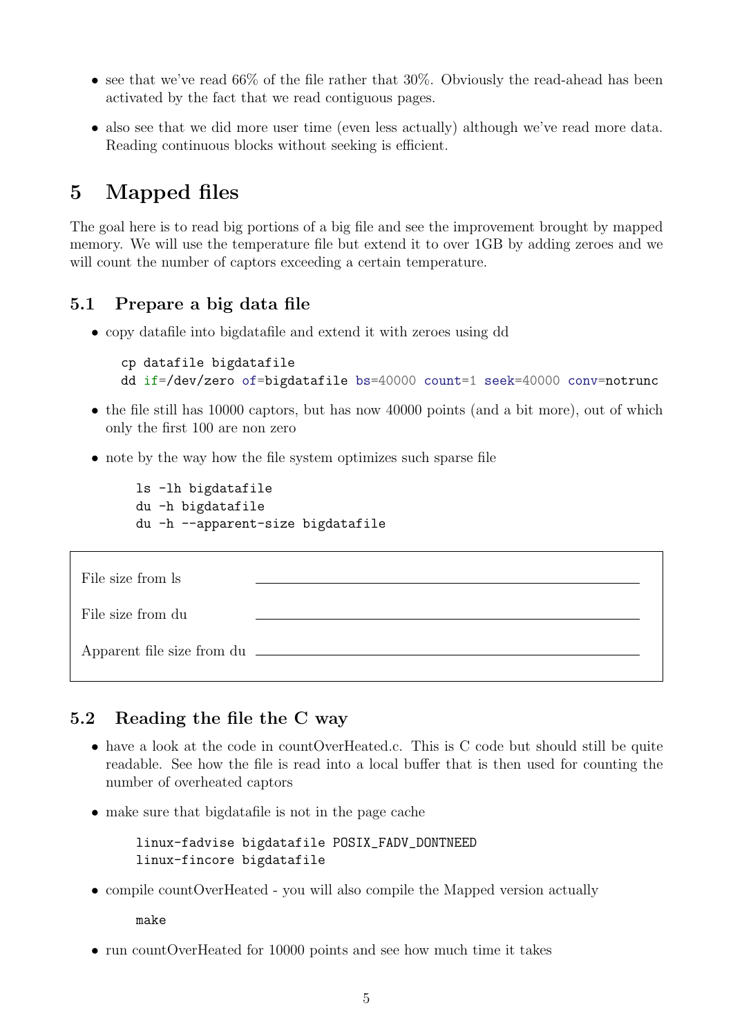- see that we've read 66% of the file rather that 30%. Obviously the read-ahead has been activated by the fact that we read contiguous pages.
- also see that we did more user time (even less actually) although we've read more data. Reading continuous blocks without seeking is efficient.

## 5 Mapped files

The goal here is to read big portions of a big file and see the improvement brought by mapped memory. We will use the temperature file but extend it to over 1GB by adding zeroes and we will count the number of captors exceeding a certain temperature.

### 5.1 Prepare a big data file

- copy datafile into bigdatafile and extend it with zeroes using dd

```
cp datafile bigdatafile
dd if=/dev/zero of=bigdatafile bs=40000 count=1 seek=40000 conv=notrunc
```

- the file still has 10000 captors, but has now 40000 points (and a bit more), out of which only the first 100 are non zero
- note by the way how the file system optimizes such sparse file

```
ls -lh bigdatafile
du -h bigdatafile
du -h --apparent-size bigdatafile
```

| | |
|---|---|
| File size from ls | ______________________ |
| File size from du | ______________________ |
| Apparent file size from du | ______________________ |

### 5.2 Reading the file the C way

- have a look at the code in countOverHeated.c. This is C code but should still be quite readable. See how the file is read into a local buffer that is then used for counting the number of overheated captors
- make sure that bigdatafile is not in the page cache

```
linux-fadvise bigdatafile POSIX_FADV_DONTNEED
linux-fincore bigdatafile
```

- compile countOverHeated - you will also compile the Mapped version actually

```
make
```

- run countOverHeated for 10000 points and see how much time it takes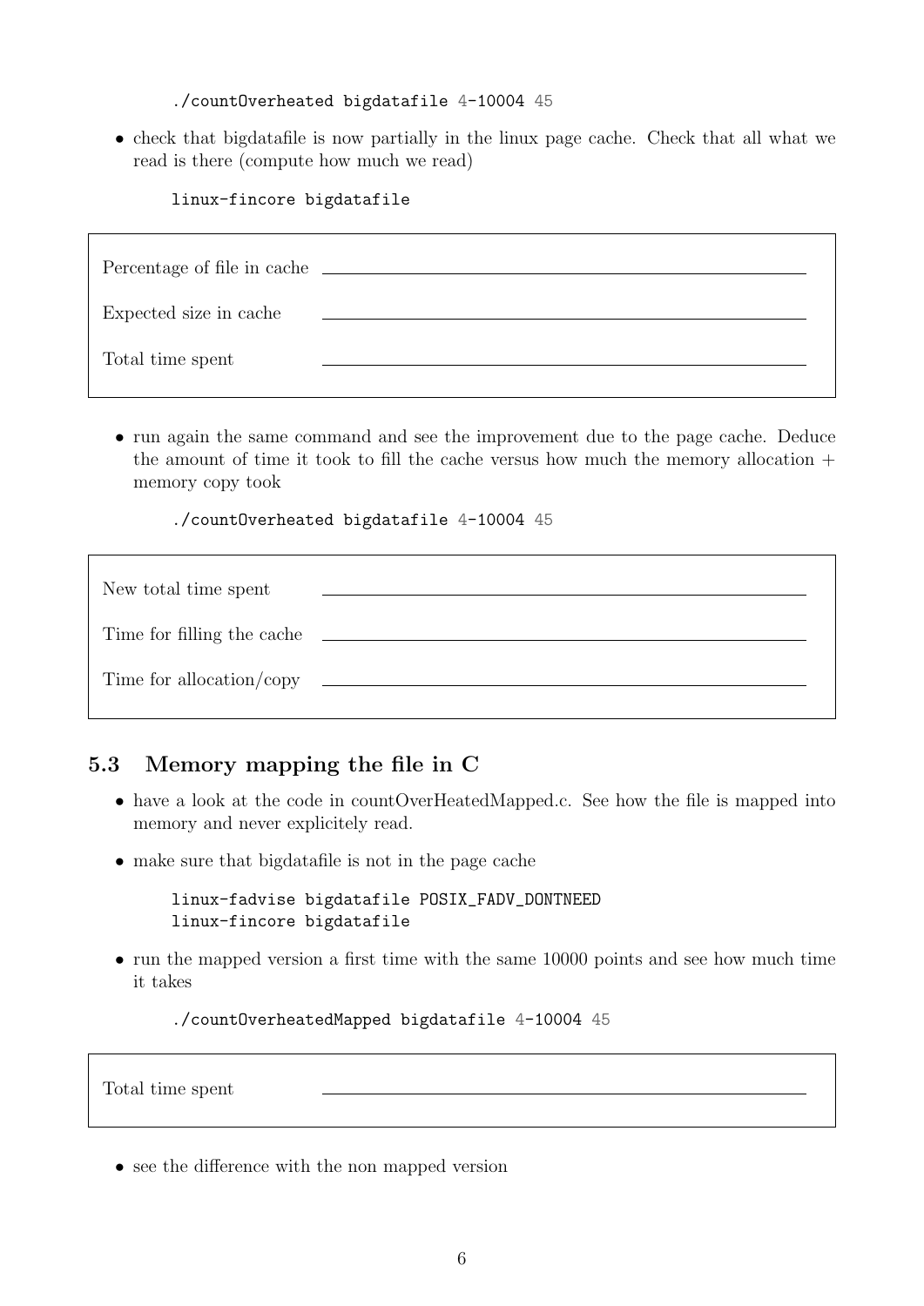```
./countOverheated bigdatafile 4-10004 45
```

- check that bigdatafile is now partially in the linux page cache. Check that all what we read is there (compute how much we read)

```
linux-fincore bigdatafile
```

| | |
|---|---|
| Percentage of file in cache | ______________________ |
| Expected size in cache | ______________________ |
| Total time spent | ______________________ |

- run again the same command and see the improvement due to the page cache. Deduce the amount of time it took to fill the cache versus how much the memory allocation + memory copy took

```
./countOverheated bigdatafile 4-10004 45
```

| | |
|---|---|
| New total time spent | ______________________ |
| Time for filling the cache | ______________________ |
| Time for allocation/copy | ______________________ |

## 5.3 Memory mapping the file in C

- have a look at the code in countOverHeatedMapped.c. See how the file is mapped into memory and never explicitely read.
- make sure that bigdatafile is not in the page cache

```
linux-fadvise bigdatafile POSIX_FADV_DONTNEED
linux-fincore bigdatafile
```

- run the mapped version a first time with the same 10000 points and see how much time it takes

```
./countOverheatedMapped bigdatafile 4-10004 45
```

| | |
|---|---|
| Total time spent | ______________________ |

- see the difference with the non mapped version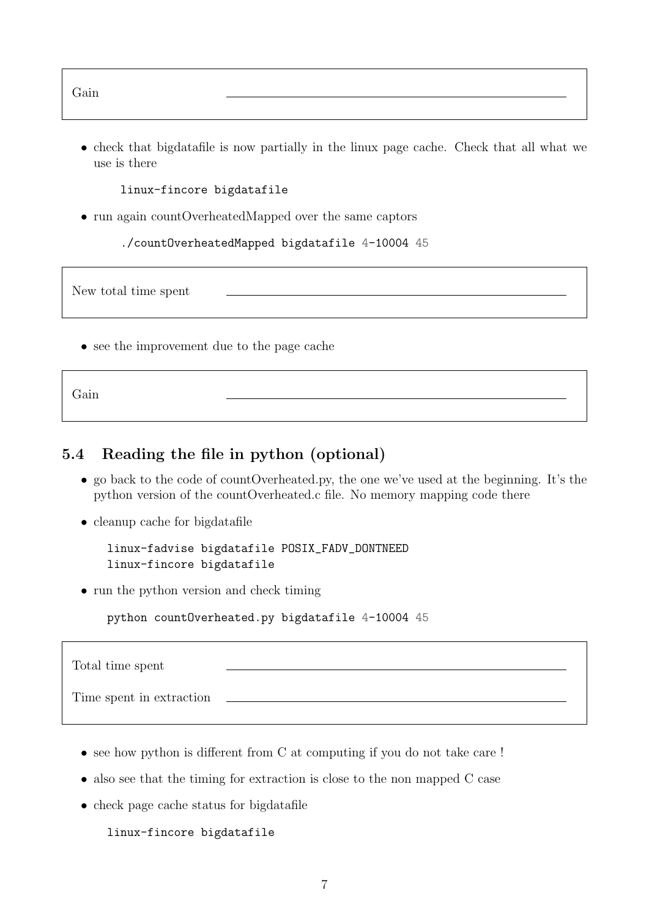| | |
|---|---|
| Gain | \_\_\_\_\_\_\_\_\_\_\_\_\_\_\_\_\_\_\_\_\_\_\_\_\_\_\_\_\_\_ |

- check that bigdatafile is now partially in the linux page cache. Check that all what we use is there

```
linux-fincore bigdatafile
```

- run again countOverheatedMapped over the same captors

```
./countOverheatedMapped bigdatafile 4-10004 45
```

| | |
|---|---|
| New total time spent | \_\_\_\_\_\_\_\_\_\_\_\_\_\_\_\_\_\_\_\_\_\_\_\_\_\_\_\_\_\_ |

- see the improvement due to the page cache

| | |
|---|---|
| Gain | \_\_\_\_\_\_\_\_\_\_\_\_\_\_\_\_\_\_\_\_\_\_\_\_\_\_\_\_\_\_ |

### 5.4 Reading the file in python (optional)

- go back to the code of countOverheated.py, the one we've used at the beginning. It's the python version of the countOverheated.c file. No memory mapping code there
- cleanup cache for bigdatafile

```
linux-fadvise bigdatafile POSIX_FADV_DONTNEED
linux-fincore bigdatafile
```

- run the python version and check timing

```
python countOverheated.py bigdatafile 4-10004 45
```

| | |
|---|---|
| Total time spent | \_\_\_\_\_\_\_\_\_\_\_\_\_\_\_\_\_\_\_\_\_\_\_\_\_\_\_\_\_\_ |
| Time spent in extraction | \_\_\_\_\_\_\_\_\_\_\_\_\_\_\_\_\_\_\_\_\_\_\_\_\_\_\_\_\_\_ |

- see how python is different from C at computing if you do not take care !
- also see that the timing for extraction is close to the non mapped C case
- check page cache status for bigdatafile

```
linux-fincore bigdatafile
```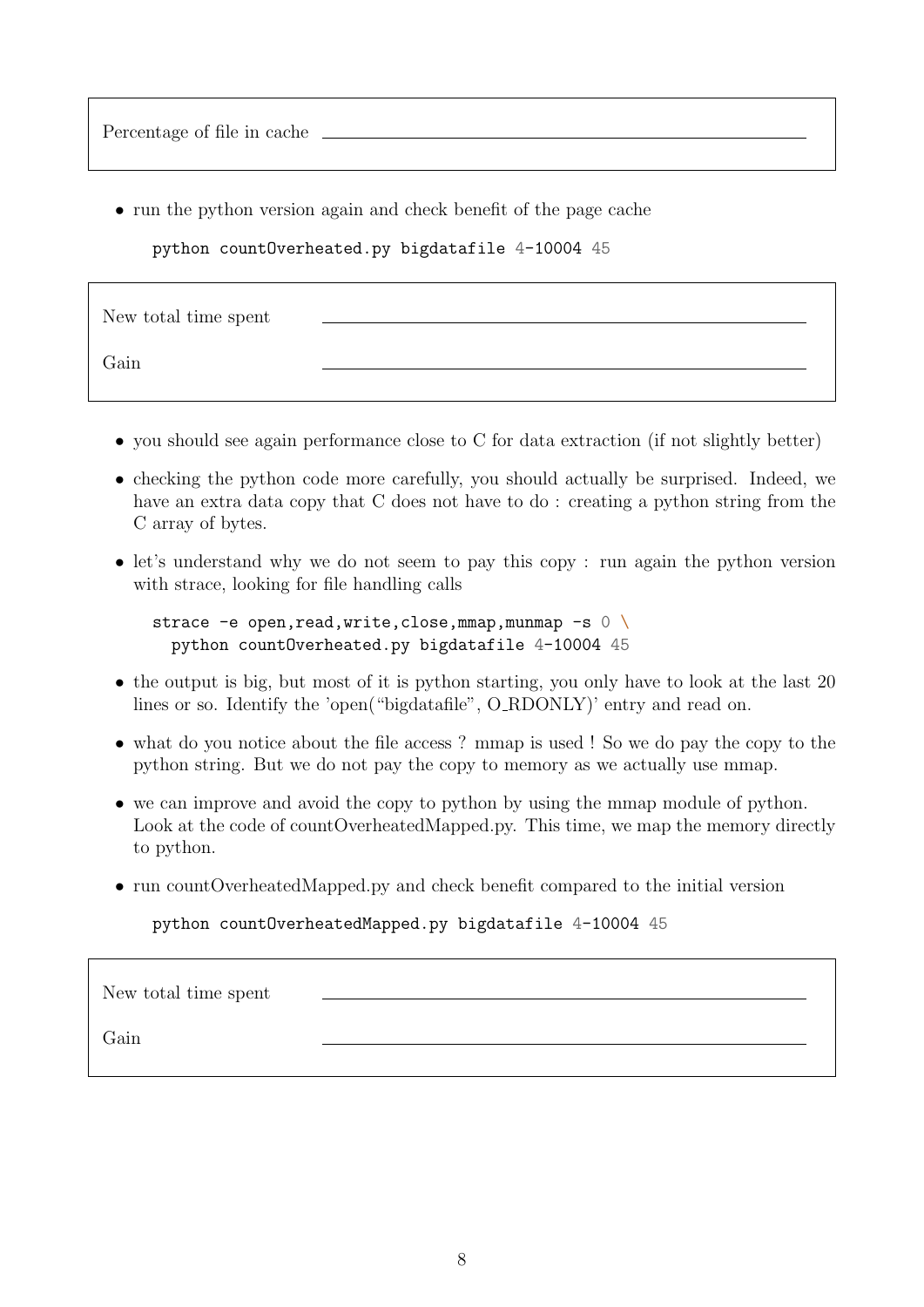Percentage of file in cache ______________________

- run the python version again and check benefit of the page cache

```
python countOverheated.py bigdatafile 4-10004 45
```

New total time spent ______________________

Gain ______________________

- you should see again performance close to C for data extraction (if not slightly better)
- checking the python code more carefully, you should actually be surprised. Indeed, we have an extra data copy that C does not have to do : creating a python string from the C array of bytes.
- let's understand why we do not seem to pay this copy : run again the python version with strace, looking for file handling calls

```
strace -e open,read,write,close,mmap,munmap -s 0 \
  python countOverheated.py bigdatafile 4-10004 45
```

- the output is big, but most of it is python starting, you only have to look at the last 20 lines or so. Identify the 'open("bigdatafile", O_RDONLY)' entry and read on.
- what do you notice about the file access ? mmap is used ! So we do pay the copy to the python string. But we do not pay the copy to memory as we actually use mmap.
- we can improve and avoid the copy to python by using the mmap module of python. Look at the code of countOverheatedMapped.py. This time, we map the memory directly to python.
- run countOverheatedMapped.py and check benefit compared to the initial version

```
python countOverheatedMapped.py bigdatafile 4-10004 45
```

New total time spent ______________________

Gain ______________________